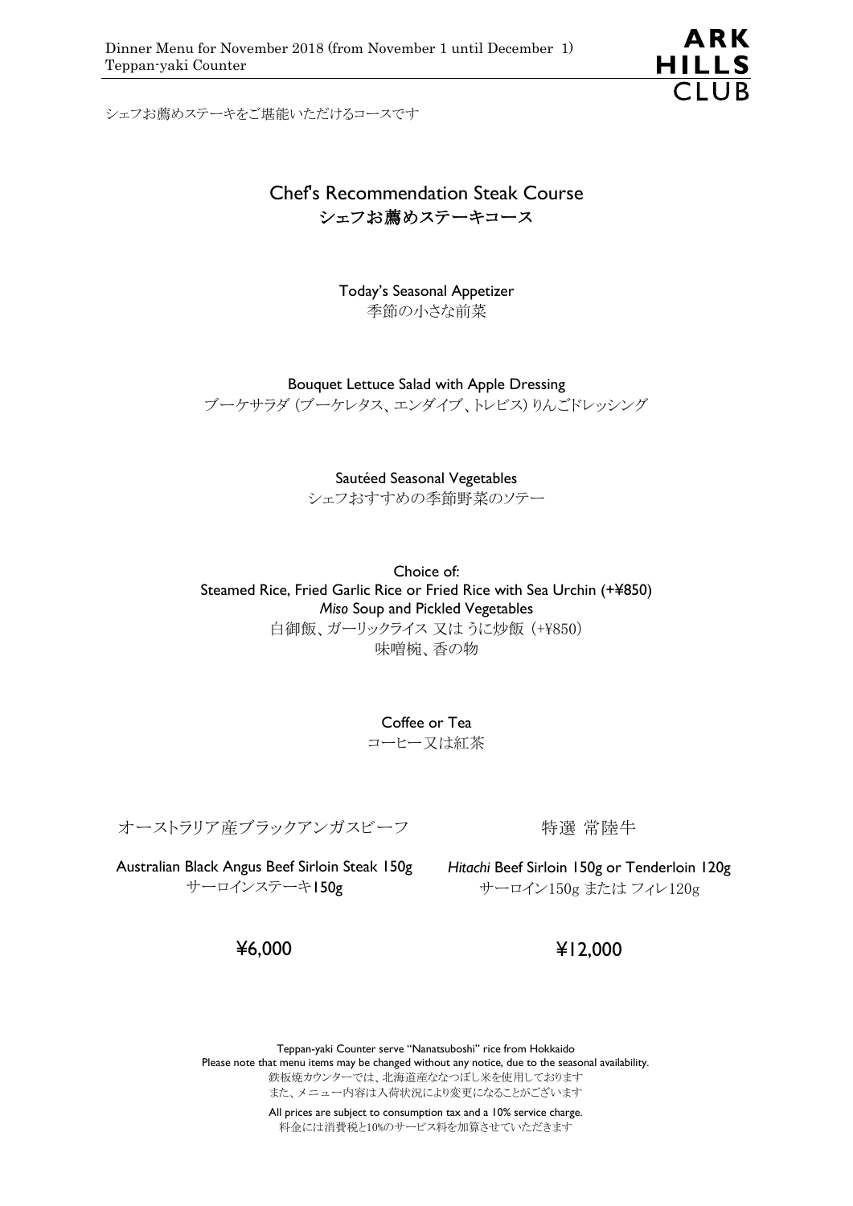Dinner Menu for November 2018 (from November 1 until December 1)
Teppan-yaki Counter

ARK HILLS CLUB

シェフお薦めステーキをご堪能いただけるコースです

# Chef's Recommendation Steak Course
# シェフお薦めステーキコース

Today's Seasonal Appetizer
季節の小さな前菜

Bouquet Lettuce Salad with Apple Dressing
ブーケサラダ (ブーケレタス、エンダイブ、トレビス) りんごドレッシング

Sautéed Seasonal Vegetables
シェフおすすめの季節野菜のソテー

Choice of:
Steamed Rice, Fried Garlic Rice or Fried Rice with Sea Urchin (+¥850)
*Miso* Soup and Pickled Vegetables
白御飯、ガーリックライス 又は うに炒飯（+¥850）
味噌椀、香の物

Coffee or Tea
コーヒー又は紅茶

| オーストラリア産ブラックアンガスビーフ | 特選 常陸牛 |
| --- | --- |
| Australian Black Angus Beef Sirloin Steak 150g<br>サーロインステーキ150g | *Hitachi* Beef Sirloin 150g or Tenderloin 120g<br>サーロイン150g または フィレ120g |
| ¥6,000 | ¥12,000 |

Teppan-yaki Counter serve "Nanatsuboshi" rice from Hokkaido
Please note that menu items may be changed without any notice, due to the seasonal availability.
鉄板焼カウンターでは、北海道産ななつぼし米を使用しております
また、メニュー内容は入荷状況により変更になることがございます

All prices are subject to consumption tax and a 10% service charge.
料金には消費税と10%のサービス料を加算させていただきます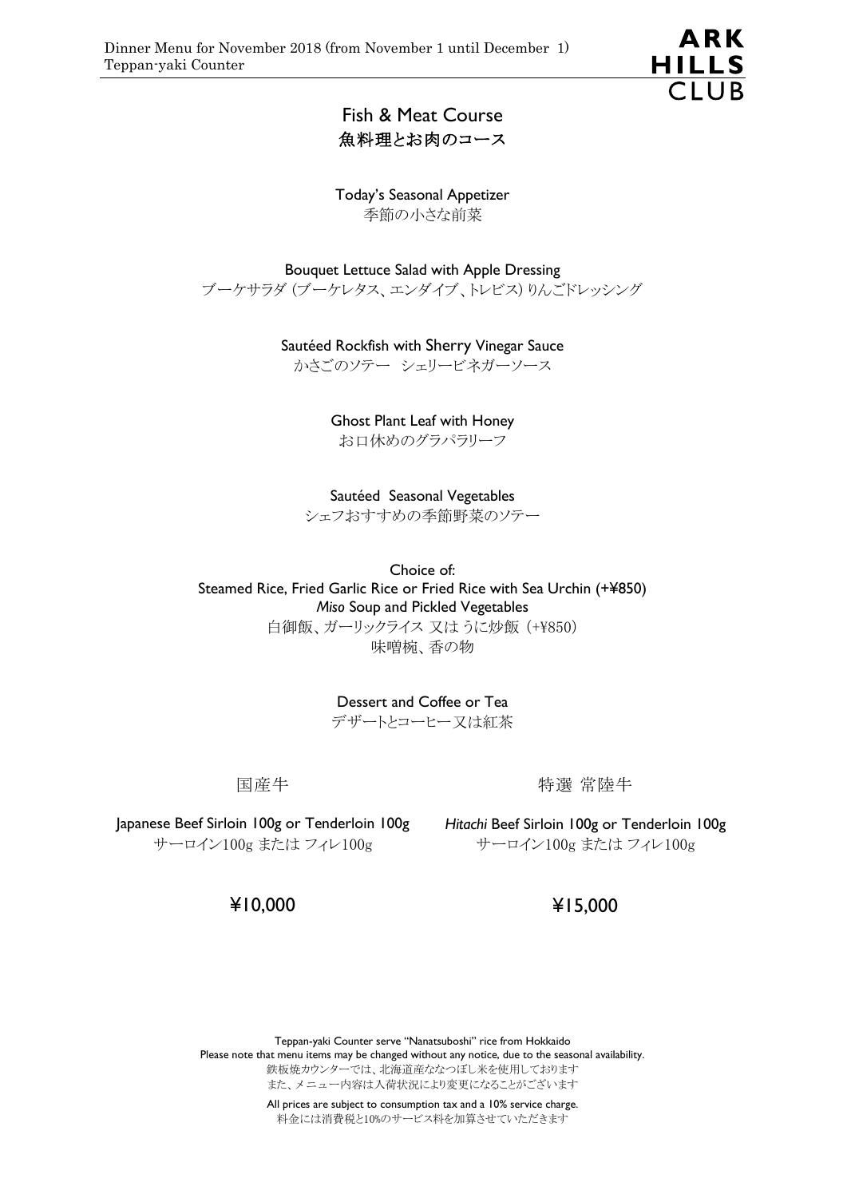# Fish & Meat Course
## 魚料理とお肉のコース

Today's Seasonal Appetizer
季節の小さな前菜

Bouquet Lettuce Salad with Apple Dressing
ブーケサラダ (ブーケレタス、エンダイブ、トレビス) りんごドレッシング

Sautéed Rockfish with Sherry Vinegar Sauce
かさごのソテー　シェリービネガーソース

Ghost Plant Leaf with Honey
お口休めのグラパラリーフ

Sautéed Seasonal Vegetables
シェフおすすめの季節野菜のソテー

Choice of:
Steamed Rice, Fried Garlic Rice or Fried Rice with Sea Urchin (+¥850)
*Miso* Soup and Pickled Vegetables
白御飯、ガーリックライス 又は うに炒飯（+¥850）
味噌椀、香の物

Dessert and Coffee or Tea
デザートとコーヒー又は紅茶

| 国産牛 | 特選 常陸牛 |
| --- | --- |
| Japanese Beef Sirloin 100g or Tenderloin 100g<br>サーロイン100g または フィレ100g | *Hitachi* Beef Sirloin 100g or Tenderloin 100g<br>サーロイン100g または フィレ100g |
| ¥10,000 | ¥15,000 |

Teppan-yaki Counter serve "Nanatsuboshi" rice from Hokkaido
Please note that menu items may be changed without any notice, due to the seasonal availability.
鉄板焼カウンターでは、北海道産ななつぼし米を使用しております
また、メニュー内容は入荷状況により変更になることがございます

All prices are subject to consumption tax and a 10% service charge.
料金には消費税と10%のサービス料を加算させていただきます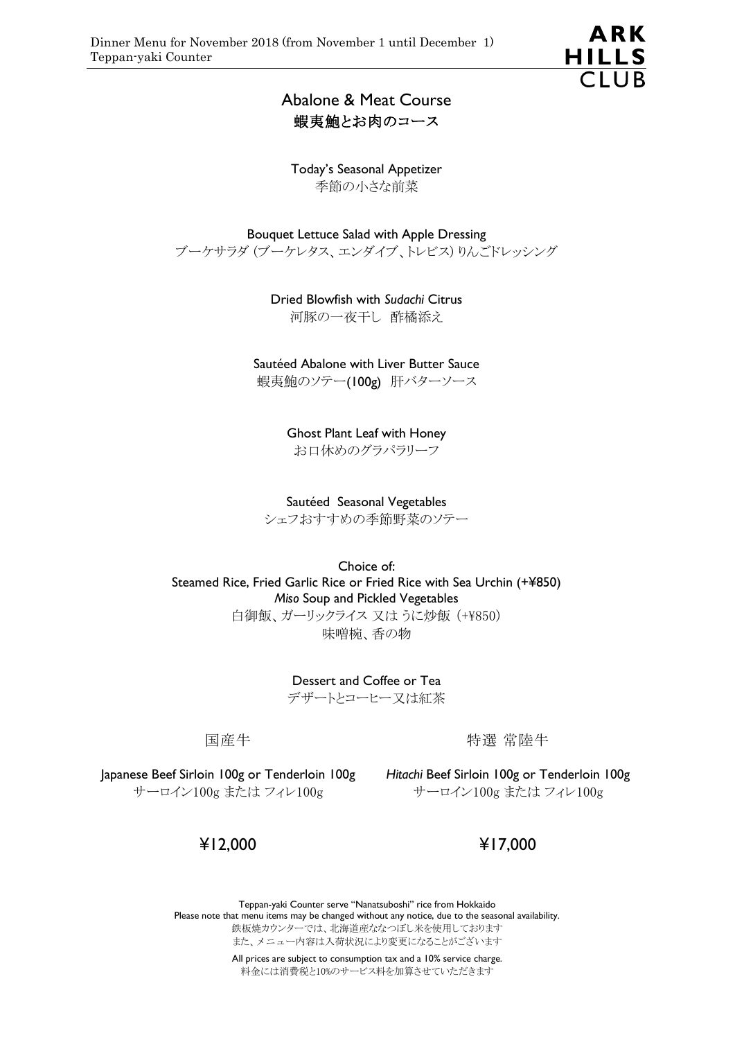Dinner Menu for November 2018 (from November 1 until December 1)
Teppan-yaki Counter

# Abalone & Meat Course
## 蝦夷鮑とお肉のコース

Today's Seasonal Appetizer
季節の小さな前菜

Bouquet Lettuce Salad with Apple Dressing
ブーケサラダ (ブーケレタス、エンダイブ、トレビス) りんごドレッシング

Dried Blowfish with *Sudachi* Citrus
河豚の一夜干し　酢橘添え

Sautéed Abalone with Liver Butter Sauce
蝦夷鮑のソテー(100g)　肝バターソース

Ghost Plant Leaf with Honey
お口休めのグラパラリーフ

Sautéed Seasonal Vegetables
シェフおすすめの季節野菜のソテー

Choice of:
Steamed Rice, Fried Garlic Rice or Fried Rice with Sea Urchin (+¥850)
*Miso* Soup and Pickled Vegetables
白御飯、ガーリックライス 又は うに炒飯（+¥850）
味噌椀、香の物

Dessert and Coffee or Tea
デザートとコーヒー又は紅茶

| 国産牛 | 特選 常陸牛 |
|---|---|
| Japanese Beef Sirloin 100g or Tenderloin 100g<br>サーロイン100g または フィレ100g | *Hitachi* Beef Sirloin 100g or Tenderloin 100g<br>サーロイン100g または フィレ100g |
| ¥12,000 | ¥17,000 |

Teppan-yaki Counter serve "Nanatsuboshi" rice from Hokkaido
Please note that menu items may be changed without any notice, due to the seasonal availability.
鉄板焼カウンターでは、北海道産ななつぼし米を使用しております
また、メニュー内容は入荷状況により変更になることがございます

All prices are subject to consumption tax and a 10% service charge.
料金には消費税と10%のサービス料を加算させていただきます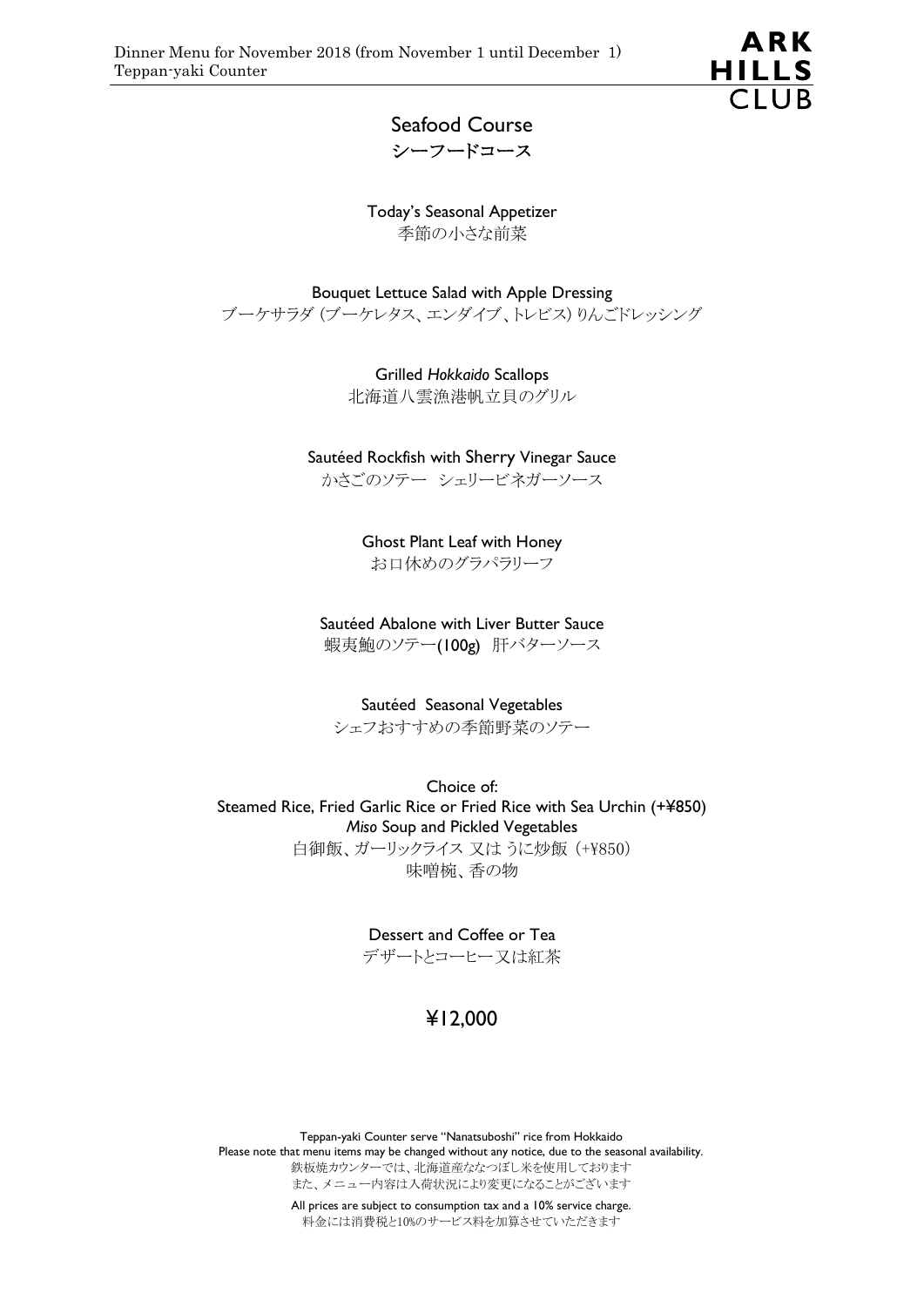# Seafood Course
## シーフードコース

Today's Seasonal Appetizer
季節の小さな前菜

Bouquet Lettuce Salad with Apple Dressing
ブーケサラダ (ブーケレタス、エンダイブ、トレビス) りんごドレッシング

Grilled *Hokkaido* Scallops
北海道八雲漁港帆立貝のグリル

Sautéed Rockfish with Sherry Vinegar Sauce
かさごのソテー　シェリービネガーソース

Ghost Plant Leaf with Honey
お口休めのグラパラリーフ

Sautéed Abalone with Liver Butter Sauce
蝦夷鮑のソテー(100g)　肝バターソース

Sautéed Seasonal Vegetables
シェフおすすめの季節野菜のソテー

Choice of:
Steamed Rice, Fried Garlic Rice or Fried Rice with Sea Urchin (+¥850)
*Miso* Soup and Pickled Vegetables
白御飯、ガーリックライス 又は うに炒飯（+¥850）
味噌椀、香の物

Dessert and Coffee or Tea
デザートとコーヒー又は紅茶

**¥12,000**

Teppan-yaki Counter serve "Nanatsuboshi" rice from Hokkaido
Please note that menu items may be changed without any notice, due to the seasonal availability.
鉄板焼カウンターでは、北海道産ななつぼし米を使用しております
また、メニュー内容は入荷状況により変更になることがございます

All prices are subject to consumption tax and a 10% service charge.
料金には消費税と10%のサービス料を加算させていただきます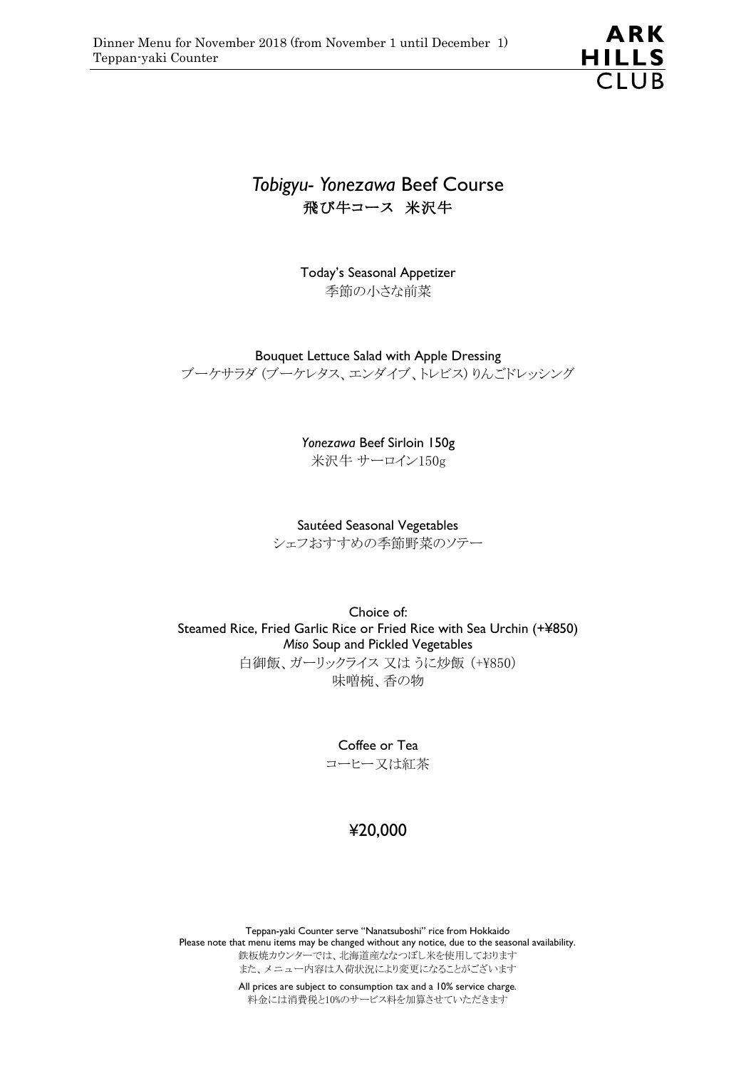# *Tobigyu- Yonezawa* Beef Course
## 飛び牛コース　米沢牛

Today's Seasonal Appetizer
季節の小さな前菜

Bouquet Lettuce Salad with Apple Dressing
ブーケサラダ (ブーケレタス、エンダイブ、トレビス) りんごドレッシング

*Yonezawa* Beef Sirloin 150g
米沢牛 サーロイン150g

Sautéed Seasonal Vegetables
シェフおすすめの季節野菜のソテー

Choice of:
Steamed Rice, Fried Garlic Rice or Fried Rice with Sea Urchin (+¥850)
*Miso* Soup and Pickled Vegetables
白御飯、ガーリックライス 又は うに炒飯（+¥850）
味噌椀、香の物

Coffee or Tea
コーヒー又は紅茶

**¥20,000**

Teppan-yaki Counter serve "Nanatsuboshi" rice from Hokkaido
Please note that menu items may be changed without any notice, due to the seasonal availability.
鉄板焼カウンターでは、北海道産ななつぼし米を使用しております
また、メニュー内容は入荷状況により変更になることがございます

All prices are subject to consumption tax and a 10% service charge.
料金には消費税と10%のサービス料を加算させていただきます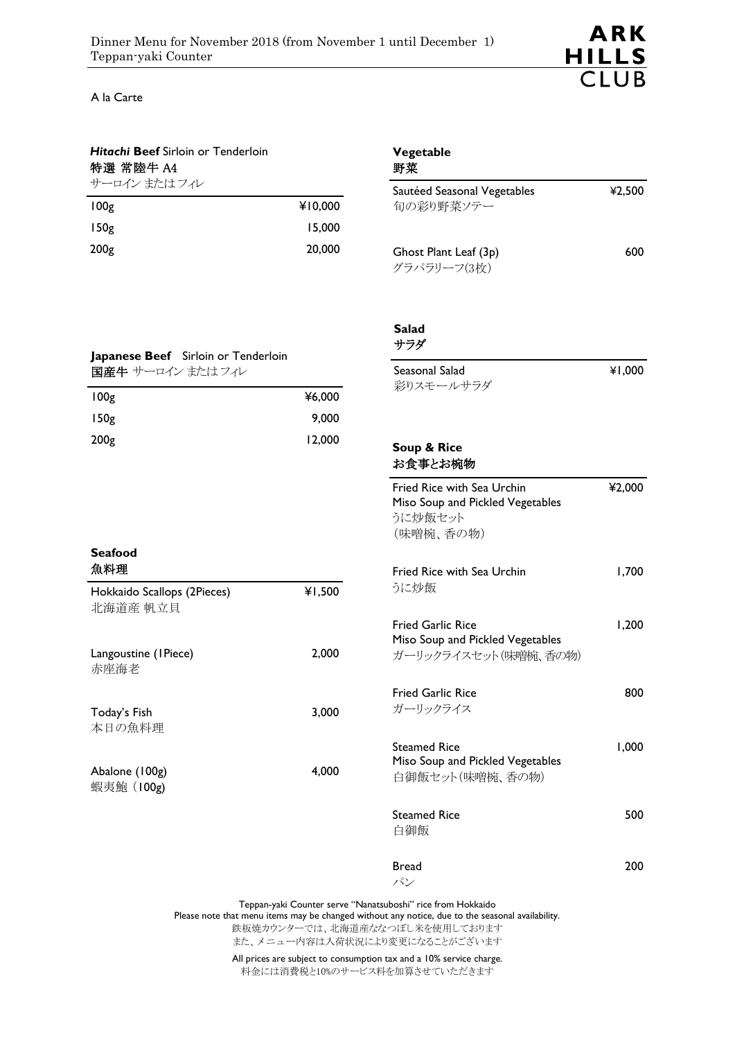Dinner Menu for November 2018 (from November 1 until December 1)
Teppan-yaki Counter

ARK HILLS CLUB

A la Carte

### *Hitachi* Beef Sirloin or Tenderloin
特選 常陸牛 A4
サーロイン またはフィレ

| | |
|---|---|
| 100g | ¥10,000 |
| 150g | 15,000 |
| 200g | 20,000 |

### Japanese Beef Sirloin or Tenderloin
国産牛 サーロイン またはフィレ

| | |
|---|---|
| 100g | ¥6,000 |
| 150g | 9,000 |
| 200g | 12,000 |

### Seafood
魚料理

| | |
|---|---|
| Hokkaido Scallops (2Pieces)<br>北海道産 帆立貝 | ¥1,500 |
| Langoustine (1Piece)<br>赤座海老 | 2,000 |
| Today's Fish<br>本日の魚料理 | 3,000 |
| Abalone (100g)<br>蝦夷鮑（100g) | 4,000 |

### Vegetable
野菜

| | |
|---|---|
| Sautéed Seasonal Vegetables<br>旬の彩り野菜ソテー | ¥2,500 |
| Ghost Plant Leaf (3p)<br>グラパラリーフ(3枚) | 600 |

### Salad
サラダ

| | |
|---|---|
| Seasonal Salad<br>彩りスモールサラダ | ¥1,000 |

### Soup & Rice
お食事とお椀物

| | |
|---|---|
| Fried Rice with Sea Urchin<br>Miso Soup and Pickled Vegetables<br>うに炒飯セット<br>（味噌椀、香の物） | ¥2,000 |
| Fried Rice with Sea Urchin<br>うに炒飯 | 1,700 |
| Fried Garlic Rice<br>Miso Soup and Pickled Vegetables<br>ガーリックライスセット(味噌椀、香の物) | 1,200 |
| Fried Garlic Rice<br>ガーリックライス | 800 |
| Steamed Rice<br>Miso Soup and Pickled Vegetables<br>白御飯セット(味噌椀、香の物) | 1,000 |
| Steamed Rice<br>白御飯 | 500 |
| Bread<br>パン | 200 |

Teppan-yaki Counter serve "Nanatsuboshi" rice from Hokkaido
Please note that menu items may be changed without any notice, due to the seasonal availability.
鉄板焼カウンターでは、北海道産ななつぼし米を使用しております
また、メニュー内容は入荷状況により変更になることがございます

All prices are subject to consumption tax and a 10% service charge.
料金には消費税と10%のサービス料を加算させていただきます